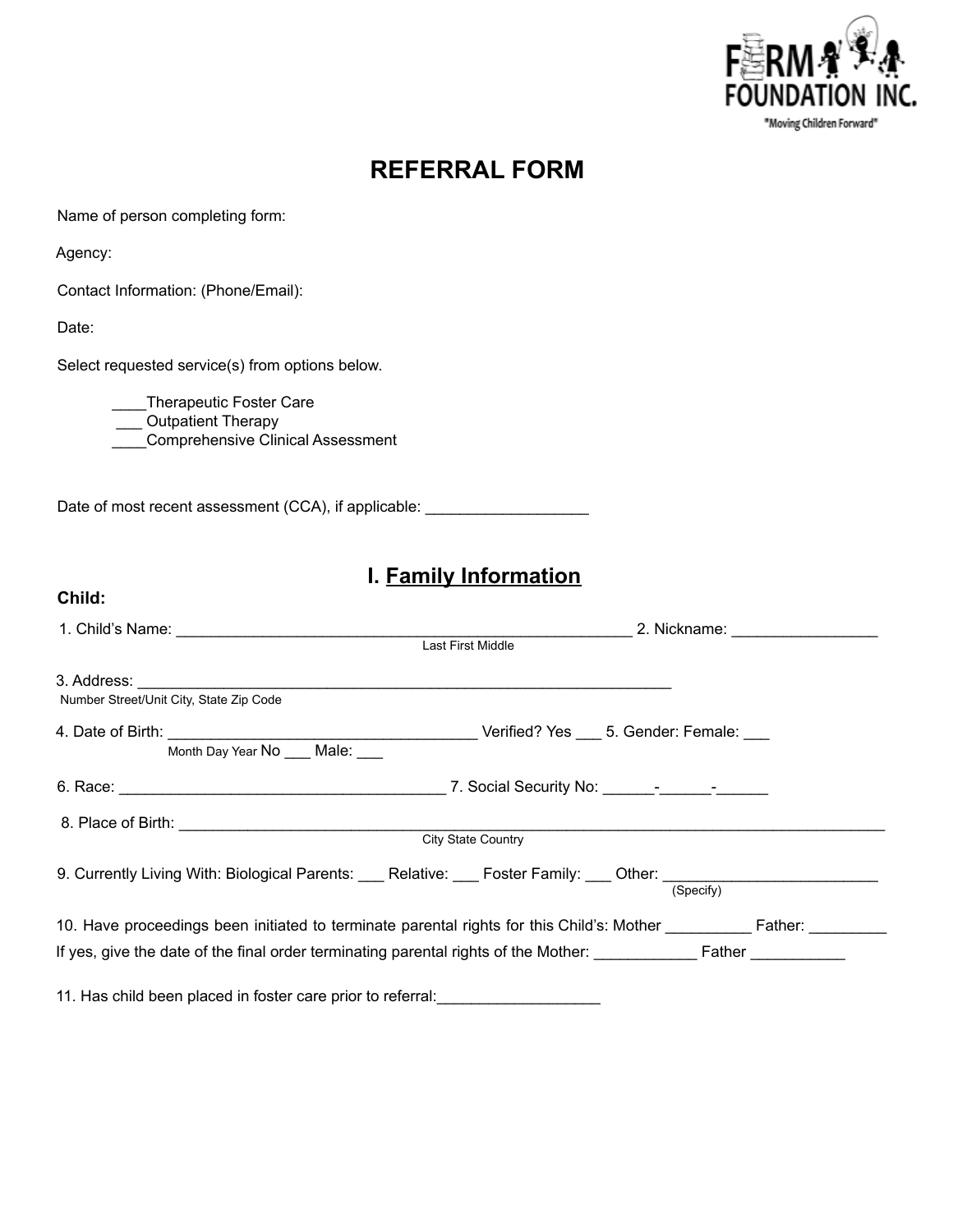FIRM FOUNDATION INC.

"Moving Children Forward"

# REFERRAL FORM

Name of person completing form:

Agency:

Contact Information: (Phone/Email):

Date:

Select requested service(s) from options below.

____Therapeutic Foster Care
___ Outpatient Therapy
____Comprehensive Clinical Assessment

Date of most recent assessment (CCA), if applicable: __________________

## I. Family Information

**Child:**

1. Child's Name: _____________________________________________________ 2. Nickname: ________________
Last First Middle

3. Address: ______________________________________________________________
Number Street/Unit City, State Zip Code

4. Date of Birth: __________________________________ Verified? Yes ___ No ___ 5. Gender: Female: ___ Male: ___
Month Day Year

6. Race: ____________________________________ 7. Social Security No: ______-______-______

8. Place of Birth: _________________________________________________________________________________
City State Country

9. Currently Living With: Biological Parents: ___ Relative: ___ Foster Family: ___ Other: ________________________
(Specify)

10. Have proceedings been initiated to terminate parental rights for this Child's: Mother _________ Father: ________
If yes, give the date of the final order terminating parental rights of the Mother: ___________ Father __________

11. Has child been placed in foster care prior to referral:__________________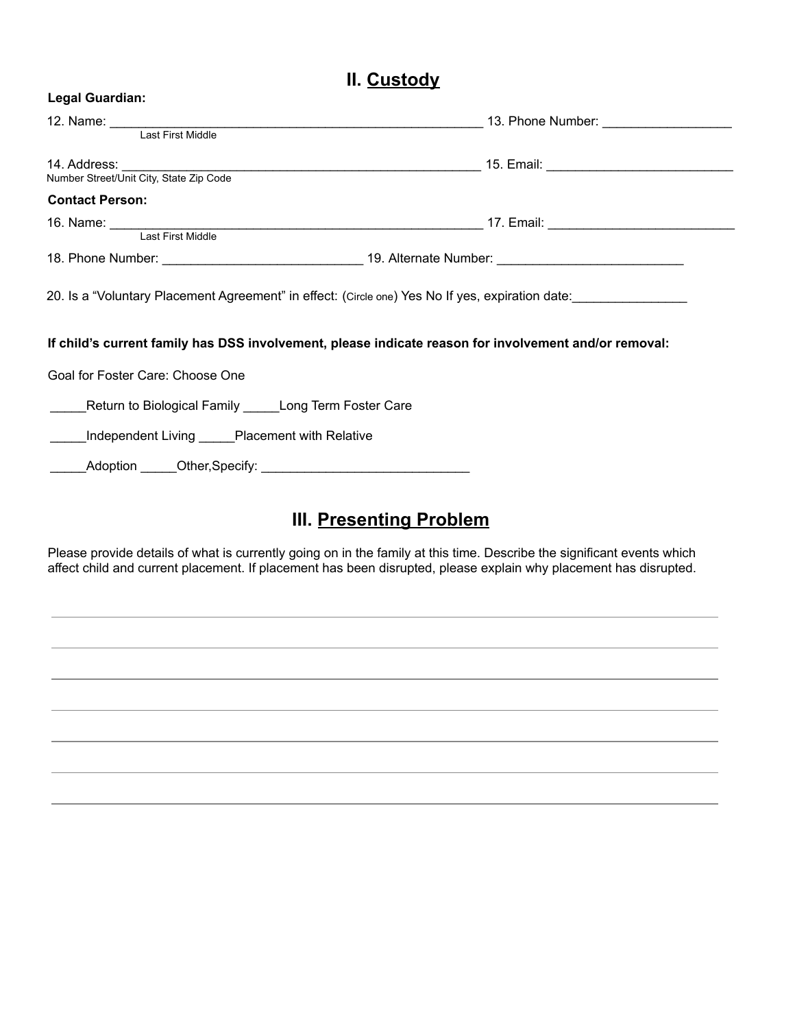## II. Custody

**Legal Guardian:**

12. Name: ______________________________________________________ 13. Phone Number: _________________
Last First Middle

14. Address: ____________________________________________________ 15. Email: _________________________
Number Street/Unit City, State Zip Code

**Contact Person:**

16. Name: ______________________________________________________ 17. Email: _________________________
Last First Middle

18. Phone Number: ___________________________ 19. Alternate Number: _________________________

20. Is a "Voluntary Placement Agreement" in effect: (Circle one) Yes No If yes, expiration date:_______________

**If child's current family has DSS involvement, please indicate reason for involvement and/or removal:**

Goal for Foster Care: Choose One

_____Return to Biological Family _____Long Term Foster Care

_____Independent Living _____Placement with Relative

_____Adoption _____Other,Specify: ____________________________

## III. Presenting Problem

Please provide details of what is currently going on in the family at this time. Describe the significant events which affect child and current placement. If placement has been disrupted, please explain why placement has disrupted.

________________________________________________________________________________

________________________________________________________________________________

________________________________________________________________________________

________________________________________________________________________________

________________________________________________________________________________

________________________________________________________________________________

________________________________________________________________________________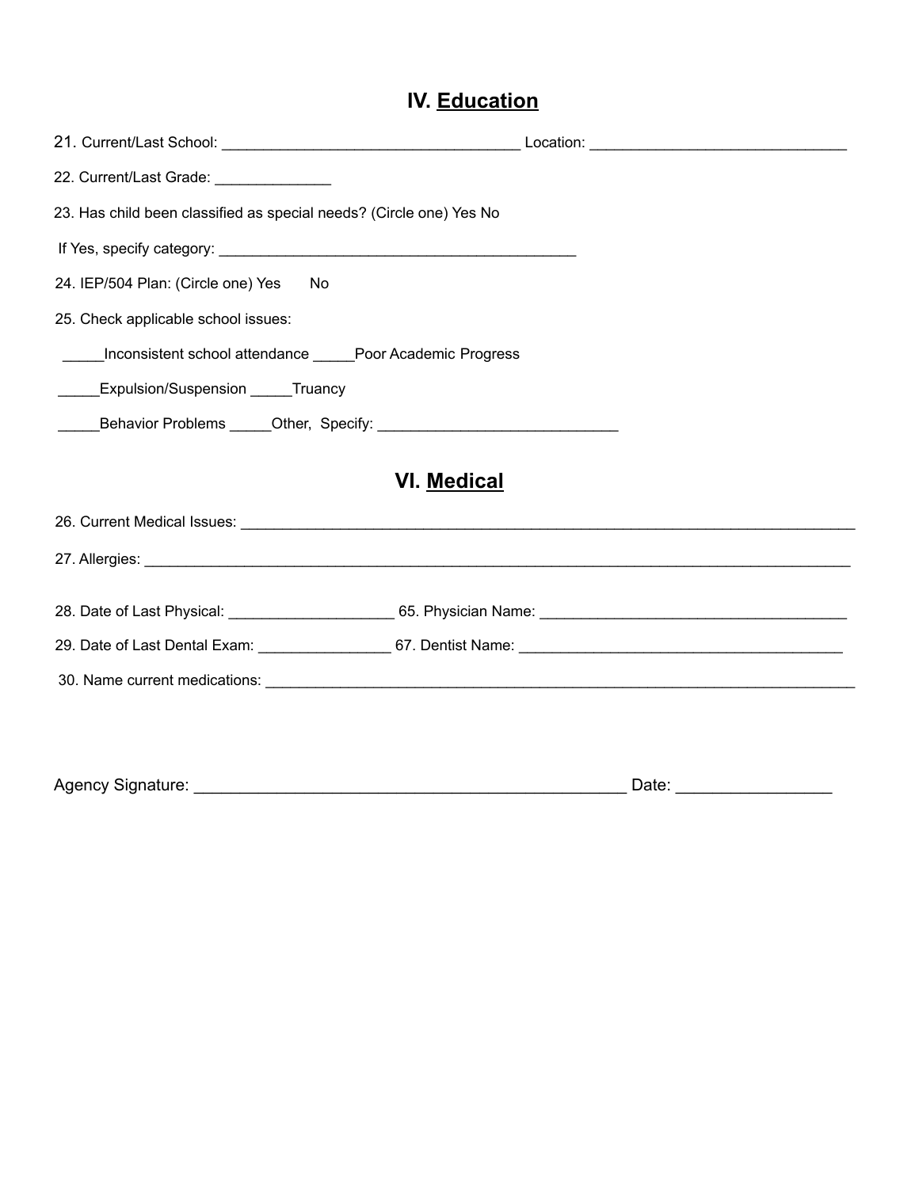## IV. Education

21. Current/Last School: ___________________________________ Location: ______________________________

22. Current/Last Grade: ______________

23. Has child been classified as special needs? (Circle one) Yes No

If Yes, specify category: __________________________________________

24. IEP/504 Plan: (Circle one) Yes No

25. Check applicable school issues:

_____Inconsistent school attendance _____Poor Academic Progress

_____Expulsion/Suspension _____Truancy

_____Behavior Problems _____Other, Specify: ____________________________

## VI. Medical

26. Current Medical Issues: __________________________________________________________________________

27. Allergies: ____________________________________________________________________________________

28. Date of Last Physical: ___________________ 65. Physician Name: ____________________________________

29. Date of Last Dental Exam: _______________ 67. Dentist Name: ______________________________________

30. Name current medications: ________________________________________________________________________

Agency Signature: _________________________________________________ Date: ________________